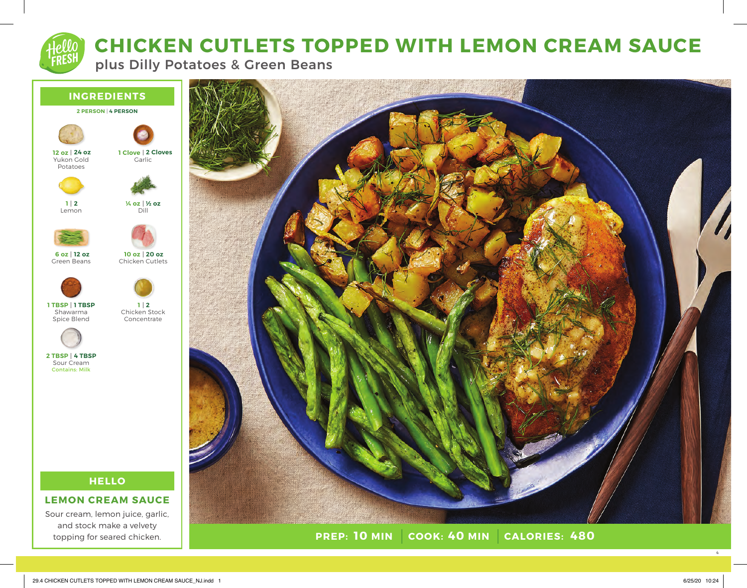# CHICKEN CUTLETS TOPPED WITH LEMON CREAM SAUCE

## plus Dilly Potatoes & Green Beans

## INGREDIENTS

**2 PERSON | 4 PERSON**

- **12 oz | 24 oz** Yukon Gold Potatoes
- **1 Clove | 2 Cloves** Garlic
- **1 | 2** Lemon
- **¼ oz | ½ oz** Dill
- **6 oz | 12 oz** Green Beans
- **10 oz | 20 oz** Chicken Cutlets
- **1 TBSP | 1 TBSP** Shawarma Spice Blend
- **1 | 2** Chicken Stock Concentrate
- **2 TBSP | 4 TBSP** Sour Cream
  Contains: Milk

## HELLO

### LEMON CREAM SAUCE

Sour cream, lemon juice, garlic, and stock make a velvety topping for seared chicken.

**PREP: 10 MIN | COOK: 40 MIN | CALORIES: 480**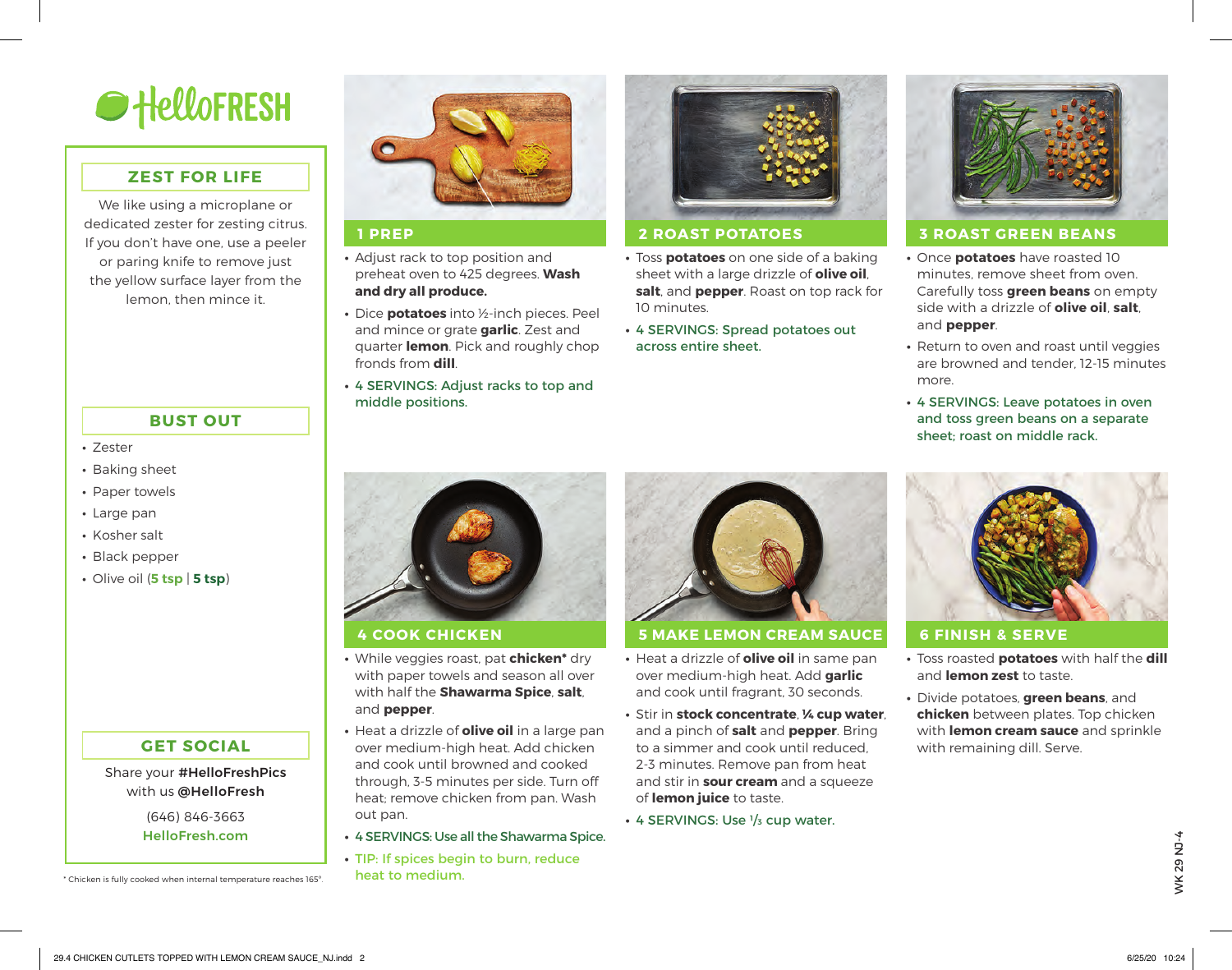# HelloFRESH

## ZEST FOR LIFE

We like using a microplane or dedicated zester for zesting citrus. If you don't have one, use a peeler or paring knife to remove just the yellow surface layer from the lemon, then mince it.

## BUST OUT

- Zester
- Baking sheet
- Paper towels
- Large pan
- Kosher salt
- Black pepper
- Olive oil (**5 tsp** | **5 tsp**)

## GET SOCIAL

Share your **#HelloFreshPics** with us **@HelloFresh**

(646) 846-3663

HelloFresh.com

\* Chicken is fully cooked when internal temperature reaches 165°.

## 1 PREP

- Adjust rack to top position and preheat oven to 425 degrees. **Wash and dry all produce.**
- Dice **potatoes** into ½-inch pieces. Peel and mince or grate **garlic**. Zest and quarter **lemon**. Pick and roughly chop fronds from **dill**.
- 4 SERVINGS: Adjust racks to top and middle positions.

## 2 ROAST POTATOES

- Toss **potatoes** on one side of a baking sheet with a large drizzle of **olive oil**, **salt**, and **pepper**. Roast on top rack for 10 minutes.
- 4 SERVINGS: Spread potatoes out across entire sheet.

## 3 ROAST GREEN BEANS

- Once **potatoes** have roasted 10 minutes, remove sheet from oven. Carefully toss **green beans** on empty side with a drizzle of **olive oil**, **salt**, and **pepper**.
- Return to oven and roast until veggies are browned and tender, 12-15 minutes more.
- 4 SERVINGS: Leave potatoes in oven and toss green beans on a separate sheet; roast on middle rack.

## 4 COOK CHICKEN

- While veggies roast, pat **chicken\*** dry with paper towels and season all over with half the **Shawarma Spice**, **salt**, and **pepper**.
- Heat a drizzle of **olive oil** in a large pan over medium-high heat. Add chicken and cook until browned and cooked through, 3-5 minutes per side. Turn off heat; remove chicken from pan. Wash out pan.
- 4 SERVINGS: Use all the Shawarma Spice.
- TIP: If spices begin to burn, reduce heat to medium.

## 5 MAKE LEMON CREAM SAUCE

- Heat a drizzle of **olive oil** in same pan over medium-high heat. Add **garlic** and cook until fragrant, 30 seconds.
- Stir in **stock concentrate**, **¼ cup water**, and a pinch of **salt** and **pepper**. Bring to a simmer and cook until reduced, 2-3 minutes. Remove pan from heat and stir in **sour cream** and a squeeze of **lemon juice** to taste.
- 4 SERVINGS: Use ⅓ cup water.

## 6 FINISH & SERVE

- Toss roasted **potatoes** with half the **dill** and **lemon zest** to taste.
- Divide potatoes, **green beans**, and **chicken** between plates. Top chicken with **lemon cream sauce** and sprinkle with remaining dill. Serve.

WK 29 NJ-4